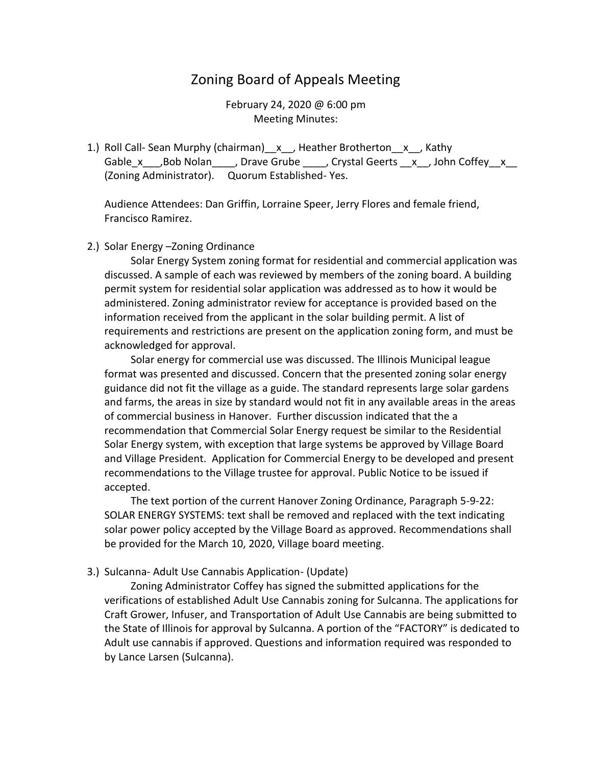# Zoning Board of Appeals Meeting

February 24, 2020 @ 6:00 pm
Meeting Minutes:

1.) Roll Call- Sean Murphy (chairman)__x__, Heather Brotherton__x__, Kathy Gable_x___,Bob Nolan____, Drave Grube ____, Crystal Geerts __x__, John Coffey__x__ (Zoning Administrator). Quorum Established- Yes.

   Audience Attendees: Dan Griffin, Lorraine Speer, Jerry Flores and female friend, Francisco Ramirez.

2.) Solar Energy –Zoning Ordinance

   Solar Energy System zoning format for residential and commercial application was discussed. A sample of each was reviewed by members of the zoning board. A building permit system for residential solar application was addressed as to how it would be administered. Zoning administrator review for acceptance is provided based on the information received from the applicant in the solar building permit. A list of requirements and restrictions are present on the application zoning form, and must be acknowledged for approval.

   Solar energy for commercial use was discussed. The Illinois Municipal league format was presented and discussed. Concern that the presented zoning solar energy guidance did not fit the village as a guide. The standard represents large solar gardens and farms, the areas in size by standard would not fit in any available areas in the areas of commercial business in Hanover. Further discussion indicated that the a recommendation that Commercial Solar Energy request be similar to the Residential Solar Energy system, with exception that large systems be approved by Village Board and Village President. Application for Commercial Energy to be developed and present recommendations to the Village trustee for approval. Public Notice to be issued if accepted.

   The text portion of the current Hanover Zoning Ordinance, Paragraph 5-9-22: SOLAR ENERGY SYSTEMS: text shall be removed and replaced with the text indicating solar power policy accepted by the Village Board as approved. Recommendations shall be provided for the March 10, 2020, Village board meeting.

3.) Sulcanna- Adult Use Cannabis Application- (Update)

   Zoning Administrator Coffey has signed the submitted applications for the verifications of established Adult Use Cannabis zoning for Sulcanna. The applications for Craft Grower, Infuser, and Transportation of Adult Use Cannabis are being submitted to the State of Illinois for approval by Sulcanna. A portion of the "FACTORY" is dedicated to Adult use cannabis if approved. Questions and information required was responded to by Lance Larsen (Sulcanna).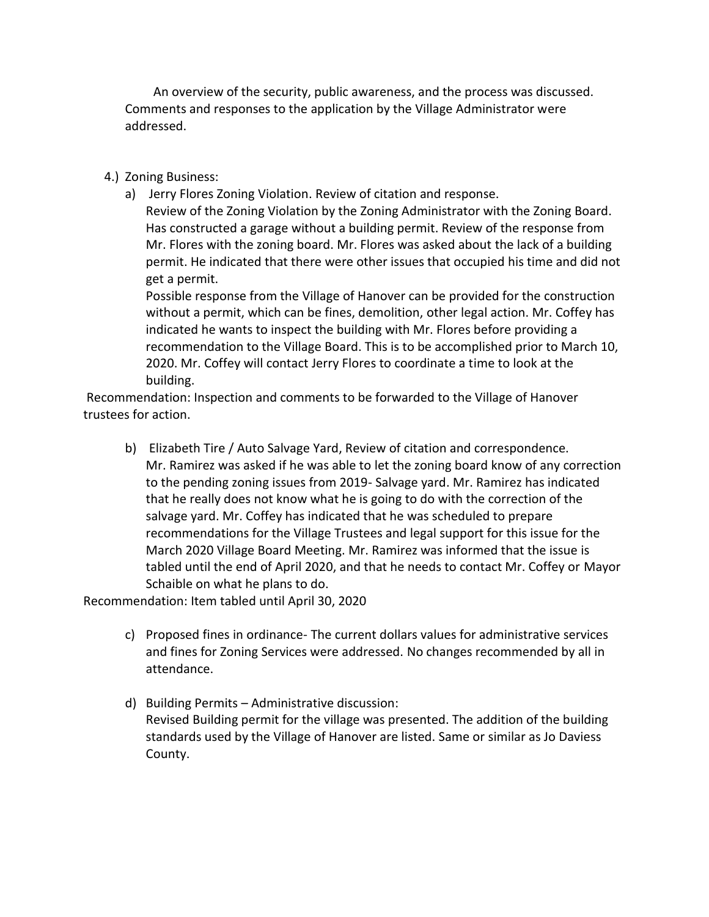An overview of the security, public awareness, and the process was discussed. Comments and responses to the application by the Village Administrator were addressed.

4.) Zoning Business:

a) Jerry Flores Zoning Violation. Review of citation and response.
Review of the Zoning Violation by the Zoning Administrator with the Zoning Board. Has constructed a garage without a building permit. Review of the response from Mr. Flores with the zoning board. Mr. Flores was asked about the lack of a building permit. He indicated that there were other issues that occupied his time and did not get a permit.
Possible response from the Village of Hanover can be provided for the construction without a permit, which can be fines, demolition, other legal action. Mr. Coffey has indicated he wants to inspect the building with Mr. Flores before providing a recommendation to the Village Board. This is to be accomplished prior to March 10, 2020. Mr. Coffey will contact Jerry Flores to coordinate a time to look at the building.

Recommendation: Inspection and comments to be forwarded to the Village of Hanover trustees for action.

b) Elizabeth Tire / Auto Salvage Yard, Review of citation and correspondence.
Mr. Ramirez was asked if he was able to let the zoning board know of any correction to the pending zoning issues from 2019- Salvage yard. Mr. Ramirez has indicated that he really does not know what he is going to do with the correction of the salvage yard. Mr. Coffey has indicated that he was scheduled to prepare recommendations for the Village Trustees and legal support for this issue for the March 2020 Village Board Meeting. Mr. Ramirez was informed that the issue is tabled until the end of April 2020, and that he needs to contact Mr. Coffey or Mayor Schaible on what he plans to do.

Recommendation: Item tabled until April 30, 2020

c) Proposed fines in ordinance- The current dollars values for administrative services and fines for Zoning Services were addressed. No changes recommended by all in attendance.

d) Building Permits – Administrative discussion:
Revised Building permit for the village was presented. The addition of the building standards used by the Village of Hanover are listed. Same or similar as Jo Daviess County.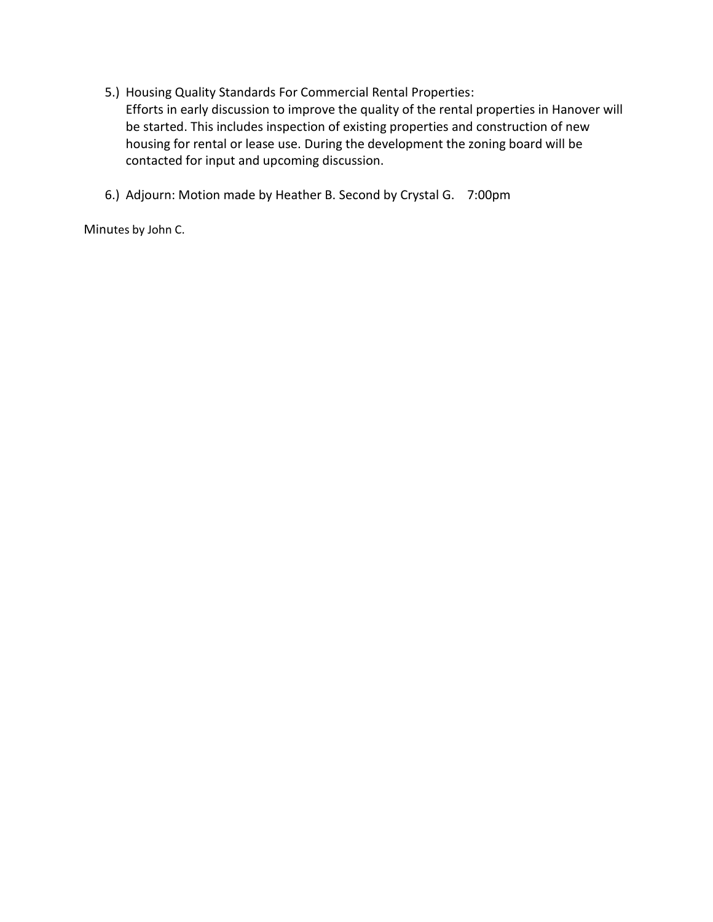5.) Housing Quality Standards For Commercial Rental Properties:
    Efforts in early discussion to improve the quality of the rental properties in Hanover will be started. This includes inspection of existing properties and construction of new housing for rental or lease use. During the development the zoning board will be contacted for input and upcoming discussion.

6.) Adjourn: Motion made by Heather B. Second by Crystal G.    7:00pm

Minutes by John C.